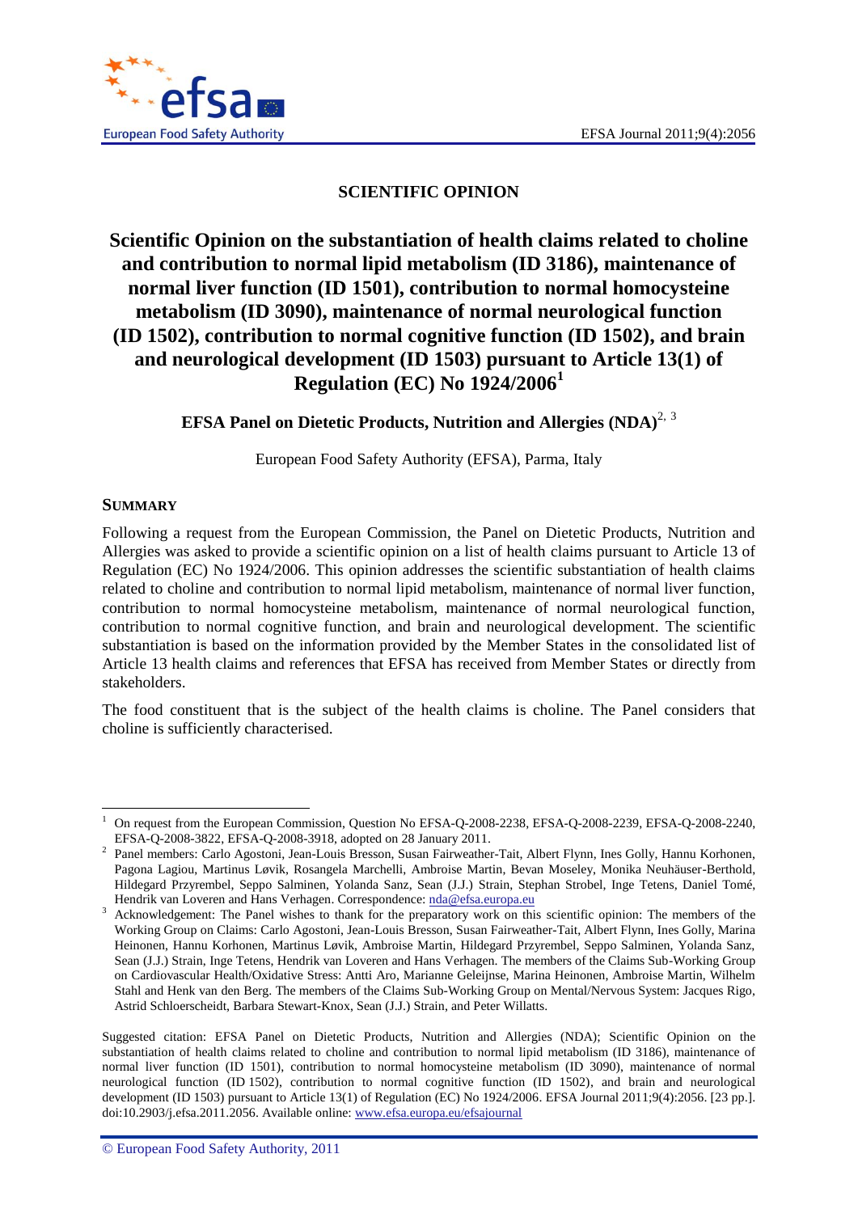SCIENTIFIC OPINION

# Scientific Opinion on the substantiation of health claims related to choline and contribution to normal lipid metabolism (ID 3186), maintenance of normal liver function (ID 1501), contribution to normal homocysteine metabolism (ID 3090), maintenance of normal neurological function (ID 1502), contribution to normal cognitive function (ID 1502), and brain and neurological development (ID 1503) pursuant to Article 13(1) of Regulation (EC) No 1924/2006[1]

**EFSA Panel on Dietetic Products, Nutrition and Allergies (NDA)**[2, 3]

European Food Safety Authority (EFSA), Parma, Italy

## SUMMARY

Following a request from the European Commission, the Panel on Dietetic Products, Nutrition and Allergies was asked to provide a scientific opinion on a list of health claims pursuant to Article 13 of Regulation (EC) No 1924/2006. This opinion addresses the scientific substantiation of health claims related to choline and contribution to normal lipid metabolism, maintenance of normal liver function, contribution to normal homocysteine metabolism, maintenance of normal neurological function, contribution to normal cognitive function, and brain and neurological development. The scientific substantiation is based on the information provided by the Member States in the consolidated list of Article 13 health claims and references that EFSA has received from Member States or directly from stakeholders.

The food constituent that is the subject of the health claims is choline. The Panel considers that choline is sufficiently characterised.

---

[1] On request from the European Commission, Question No EFSA-Q-2008-2238, EFSA-Q-2008-2239, EFSA-Q-2008-2240, EFSA-Q-2008-3822, EFSA-Q-2008-3918, adopted on 28 January 2011.

[2] Panel members: Carlo Agostoni, Jean-Louis Bresson, Susan Fairweather-Tait, Albert Flynn, Ines Golly, Hannu Korhonen, Pagona Lagiou, Martinus Løvik, Rosangela Marchelli, Ambroise Martin, Bevan Moseley, Monika Neuhäuser-Berthold, Hildegard Przyrembel, Seppo Salminen, Yolanda Sanz, Sean (J.J.) Strain, Stephan Strobel, Inge Tetens, Daniel Tomé, Hendrik van Loveren and Hans Verhagen. Correspondence: nda@efsa.europa.eu

[3] Acknowledgement: The Panel wishes to thank for the preparatory work on this scientific opinion: The members of the Working Group on Claims: Carlo Agostoni, Jean-Louis Bresson, Susan Fairweather-Tait, Albert Flynn, Ines Golly, Marina Heinonen, Hannu Korhonen, Martinus Løvik, Ambroise Martin, Hildegard Przyrembel, Seppo Salminen, Yolanda Sanz, Sean (J.J.) Strain, Inge Tetens, Hendrik van Loveren and Hans Verhagen. The members of the Claims Sub-Working Group on Cardiovascular Health/Oxidative Stress: Antti Aro, Marianne Geleijnse, Marina Heinonen, Ambroise Martin, Wilhelm Stahl and Henk van den Berg. The members of the Claims Sub-Working Group on Mental/Nervous System: Jacques Rigo, Astrid Schloerscheidt, Barbara Stewart-Knox, Sean (J.J.) Strain, and Peter Willatts.

Suggested citation: EFSA Panel on Dietetic Products, Nutrition and Allergies (NDA); Scientific Opinion on the substantiation of health claims related to choline and contribution to normal lipid metabolism (ID 3186), maintenance of normal liver function (ID 1501), contribution to normal homocysteine metabolism (ID 3090), maintenance of normal neurological function (ID 1502), contribution to normal cognitive function (ID 1502), and brain and neurological development (ID 1503) pursuant to Article 13(1) of Regulation (EC) No 1924/2006. EFSA Journal 2011;9(4):2056. [23 pp.]. doi:10.2903/j.efsa.2011.2056. Available online: www.efsa.europa.eu/efsajournal

© European Food Safety Authority, 2011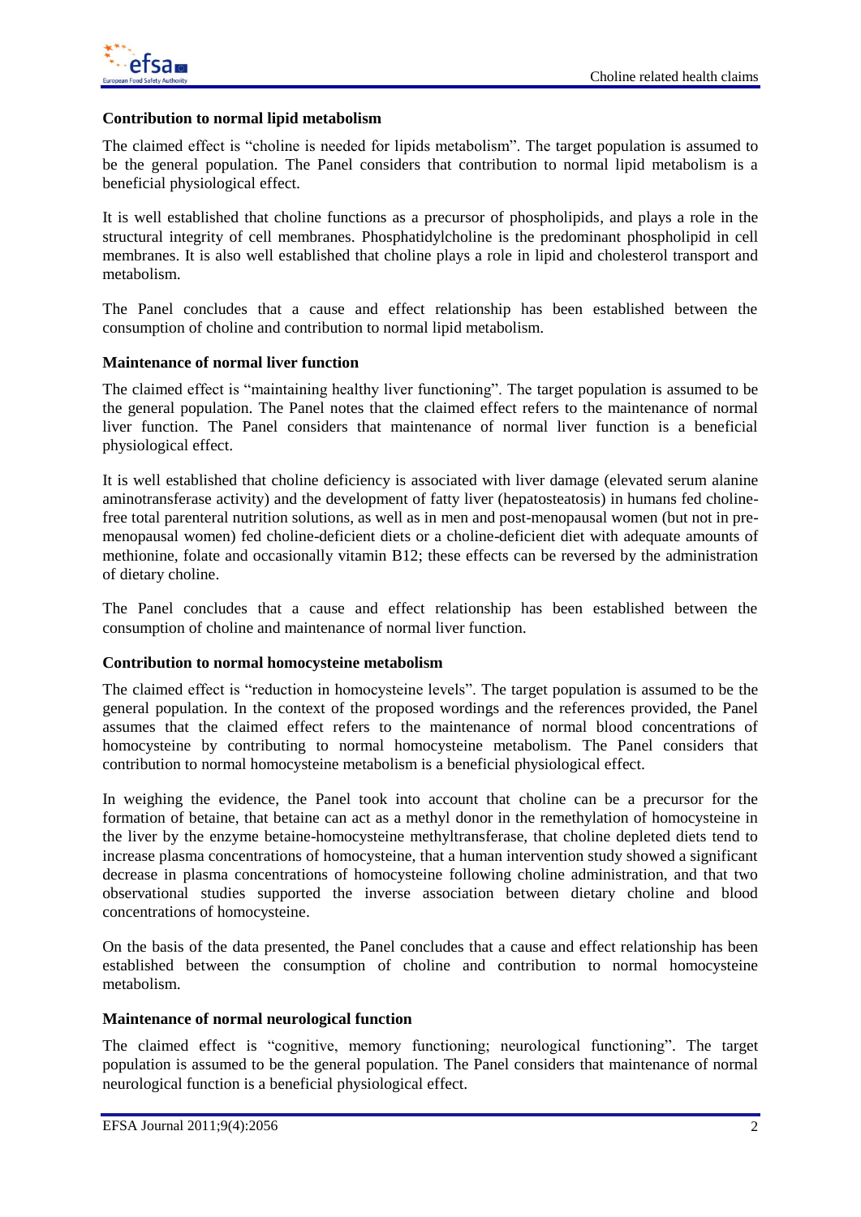**Contribution to normal lipid metabolism**

The claimed effect is "choline is needed for lipids metabolism". The target population is assumed to be the general population. The Panel considers that contribution to normal lipid metabolism is a beneficial physiological effect.

It is well established that choline functions as a precursor of phospholipids, and plays a role in the structural integrity of cell membranes. Phosphatidylcholine is the predominant phospholipid in cell membranes. It is also well established that choline plays a role in lipid and cholesterol transport and metabolism.

The Panel concludes that a cause and effect relationship has been established between the consumption of choline and contribution to normal lipid metabolism.

**Maintenance of normal liver function**

The claimed effect is "maintaining healthy liver functioning". The target population is assumed to be the general population. The Panel notes that the claimed effect refers to the maintenance of normal liver function. The Panel considers that maintenance of normal liver function is a beneficial physiological effect.

It is well established that choline deficiency is associated with liver damage (elevated serum alanine aminotransferase activity) and the development of fatty liver (hepatosteatosis) in humans fed choline-free total parenteral nutrition solutions, as well as in men and post-menopausal women (but not in pre-menopausal women) fed choline-deficient diets or a choline-deficient diet with adequate amounts of methionine, folate and occasionally vitamin B12; these effects can be reversed by the administration of dietary choline.

The Panel concludes that a cause and effect relationship has been established between the consumption of choline and maintenance of normal liver function.

**Contribution to normal homocysteine metabolism**

The claimed effect is "reduction in homocysteine levels". The target population is assumed to be the general population. In the context of the proposed wordings and the references provided, the Panel assumes that the claimed effect refers to the maintenance of normal blood concentrations of homocysteine by contributing to normal homocysteine metabolism. The Panel considers that contribution to normal homocysteine metabolism is a beneficial physiological effect.

In weighing the evidence, the Panel took into account that choline can be a precursor for the formation of betaine, that betaine can act as a methyl donor in the remethylation of homocysteine in the liver by the enzyme betaine-homocysteine methyltransferase, that choline depleted diets tend to increase plasma concentrations of homocysteine, that a human intervention study showed a significant decrease in plasma concentrations of homocysteine following choline administration, and that two observational studies supported the inverse association between dietary choline and blood concentrations of homocysteine.

On the basis of the data presented, the Panel concludes that a cause and effect relationship has been established between the consumption of choline and contribution to normal homocysteine metabolism.

**Maintenance of normal neurological function**

The claimed effect is "cognitive, memory functioning; neurological functioning". The target population is assumed to be the general population. The Panel considers that maintenance of normal neurological function is a beneficial physiological effect.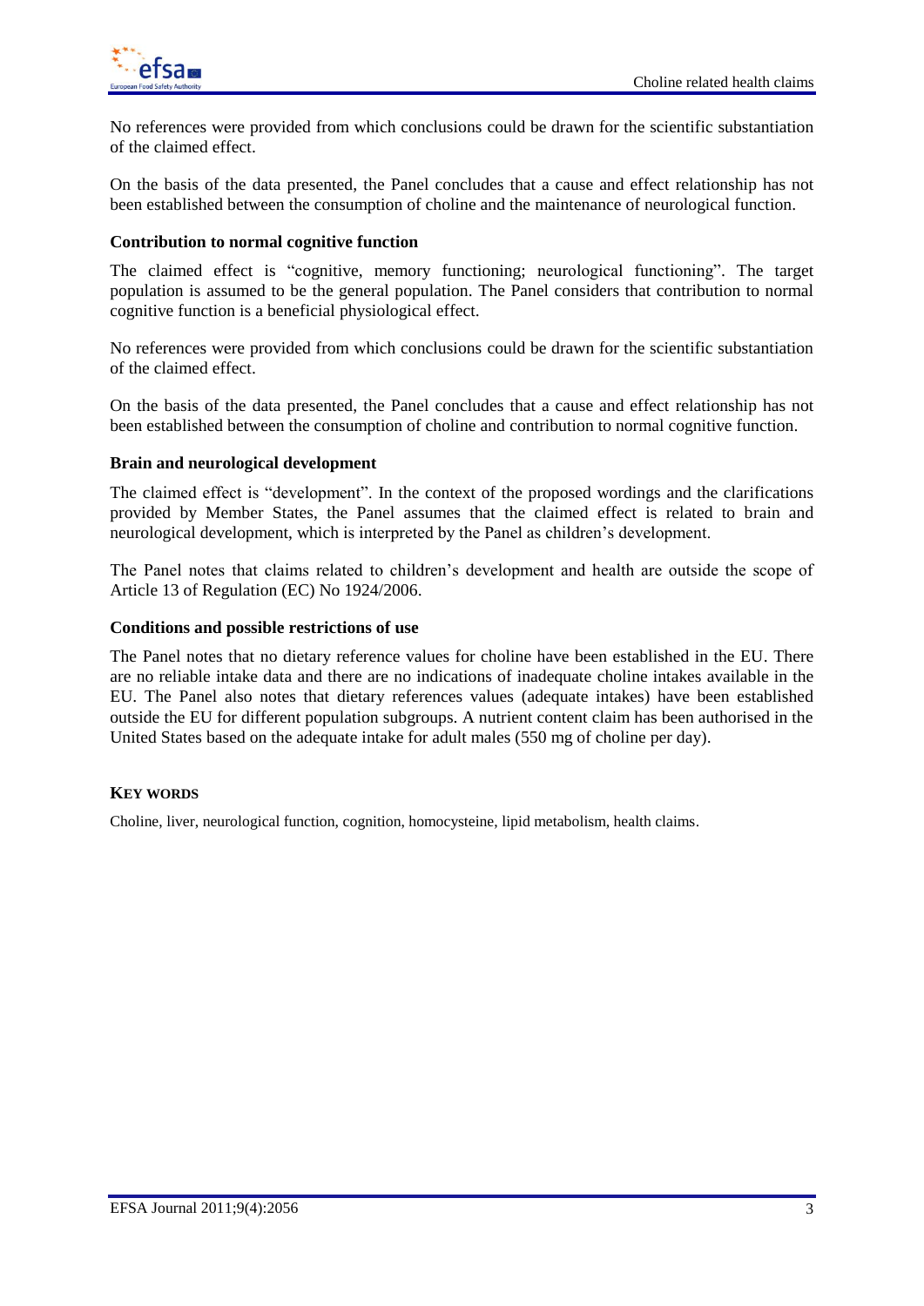No references were provided from which conclusions could be drawn for the scientific substantiation of the claimed effect.

On the basis of the data presented, the Panel concludes that a cause and effect relationship has not been established between the consumption of choline and the maintenance of neurological function.

**Contribution to normal cognitive function**

The claimed effect is "cognitive, memory functioning; neurological functioning". The target population is assumed to be the general population. The Panel considers that contribution to normal cognitive function is a beneficial physiological effect.

No references were provided from which conclusions could be drawn for the scientific substantiation of the claimed effect.

On the basis of the data presented, the Panel concludes that a cause and effect relationship has not been established between the consumption of choline and contribution to normal cognitive function.

**Brain and neurological development**

The claimed effect is "development". In the context of the proposed wordings and the clarifications provided by Member States, the Panel assumes that the claimed effect is related to brain and neurological development, which is interpreted by the Panel as children's development.

The Panel notes that claims related to children's development and health are outside the scope of Article 13 of Regulation (EC) No 1924/2006.

**Conditions and possible restrictions of use**

The Panel notes that no dietary reference values for choline have been established in the EU. There are no reliable intake data and there are no indications of inadequate choline intakes available in the EU. The Panel also notes that dietary references values (adequate intakes) have been established outside the EU for different population subgroups. A nutrient content claim has been authorised in the United States based on the adequate intake for adult males (550 mg of choline per day).

**KEY WORDS**

Choline, liver, neurological function, cognition, homocysteine, lipid metabolism, health claims.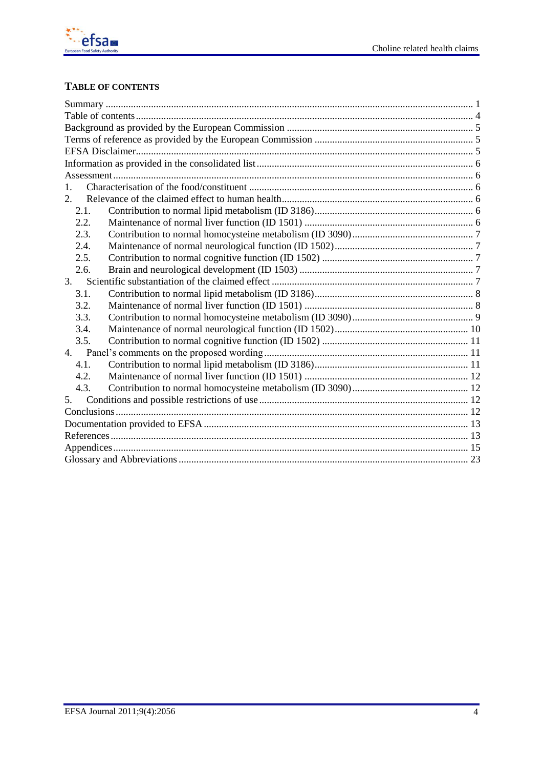## TABLE OF CONTENTS

Summary ..... 1
Table of contents ..... 4
Background as provided by the European Commission ..... 5
Terms of reference as provided by the European Commission ..... 5
EFSA Disclaimer ..... 5
Information as provided in the consolidated list ..... 6
Assessment ..... 6
1. Characterisation of the food/constituent ..... 6
2. Relevance of the claimed effect to human health ..... 6
  2.1. Contribution to normal lipid metabolism (ID 3186) ..... 6
  2.2. Maintenance of normal liver function (ID 1501) ..... 6
  2.3. Contribution to normal homocysteine metabolism (ID 3090) ..... 7
  2.4. Maintenance of normal neurological function (ID 1502) ..... 7
  2.5. Contribution to normal cognitive function (ID 1502) ..... 7
  2.6. Brain and neurological development (ID 1503) ..... 7
3. Scientific substantiation of the claimed effect ..... 7
  3.1. Contribution to normal lipid metabolism (ID 3186) ..... 8
  3.2. Maintenance of normal liver function (ID 1501) ..... 8
  3.3. Contribution to normal homocysteine metabolism (ID 3090) ..... 9
  3.4. Maintenance of normal neurological function (ID 1502) ..... 10
  3.5. Contribution to normal cognitive function (ID 1502) ..... 11
4. Panel's comments on the proposed wording ..... 11
  4.1. Contribution to normal lipid metabolism (ID 3186) ..... 11
  4.2. Maintenance of normal liver function (ID 1501) ..... 12
  4.3. Contribution to normal homocysteine metabolism (ID 3090) ..... 12
5. Conditions and possible restrictions of use ..... 12
Conclusions ..... 12
Documentation provided to EFSA ..... 13
References ..... 13
Appendices ..... 15
Glossary and Abbreviations ..... 23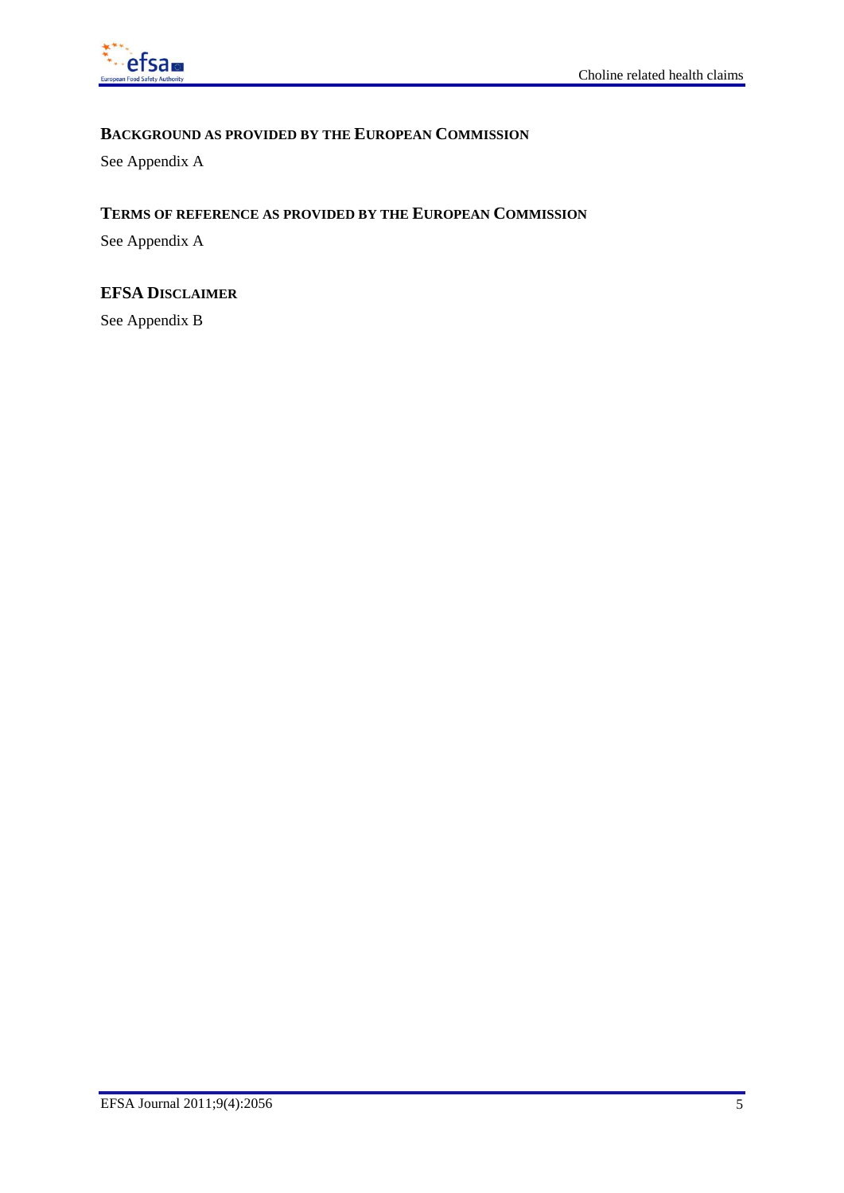## Background as provided by the European Commission

See Appendix A

## Terms of reference as provided by the European Commission

See Appendix A

## EFSA Disclaimer

See Appendix B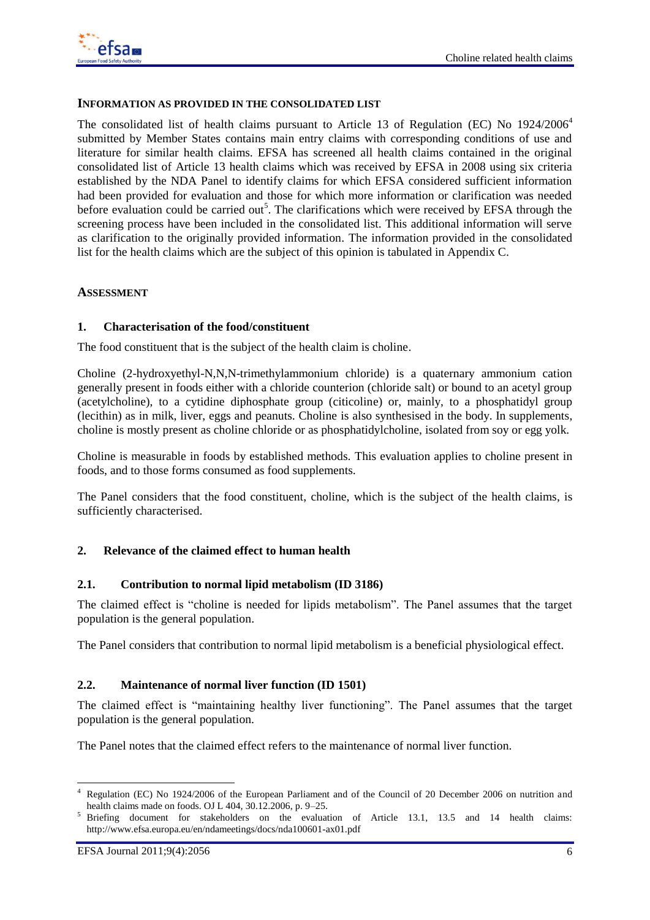### INFORMATION AS PROVIDED IN THE CONSOLIDATED LIST

The consolidated list of health claims pursuant to Article 13 of Regulation (EC) No 1924/2006[4] submitted by Member States contains main entry claims with corresponding conditions of use and literature for similar health claims. EFSA has screened all health claims contained in the original consolidated list of Article 13 health claims which was received by EFSA in 2008 using six criteria established by the NDA Panel to identify claims for which EFSA considered sufficient information had been provided for evaluation and those for which more information or clarification was needed before evaluation could be carried out[5]. The clarifications which were received by EFSA through the screening process have been included in the consolidated list. This additional information will serve as clarification to the originally provided information. The information provided in the consolidated list for the health claims which are the subject of this opinion is tabulated in Appendix C.

### ASSESSMENT

#### 1. Characterisation of the food/constituent

The food constituent that is the subject of the health claim is choline.

Choline (2-hydroxyethyl-N,N,N-trimethylammonium chloride) is a quaternary ammonium cation generally present in foods either with a chloride counterion (chloride salt) or bound to an acetyl group (acetylcholine), to a cytidine diphosphate group (citicoline) or, mainly, to a phosphatidyl group (lecithin) as in milk, liver, eggs and peanuts. Choline is also synthesised in the body. In supplements, choline is mostly present as choline chloride or as phosphatidylcholine, isolated from soy or egg yolk.

Choline is measurable in foods by established methods. This evaluation applies to choline present in foods, and to those forms consumed as food supplements.

The Panel considers that the food constituent, choline, which is the subject of the health claims, is sufficiently characterised.

#### 2. Relevance of the claimed effect to human health

##### 2.1. Contribution to normal lipid metabolism (ID 3186)

The claimed effect is "choline is needed for lipids metabolism". The Panel assumes that the target population is the general population.

The Panel considers that contribution to normal lipid metabolism is a beneficial physiological effect.

##### 2.2. Maintenance of normal liver function (ID 1501)

The claimed effect is "maintaining healthy liver functioning". The Panel assumes that the target population is the general population.

The Panel notes that the claimed effect refers to the maintenance of normal liver function.

---

[4] Regulation (EC) No 1924/2006 of the European Parliament and of the Council of 20 December 2006 on nutrition and health claims made on foods. OJ L 404, 30.12.2006, p. 9–25.

[5] Briefing document for stakeholders on the evaluation of Article 13.1, 13.5 and 14 health claims: http://www.efsa.europa.eu/en/ndameetings/docs/nda100601-ax01.pdf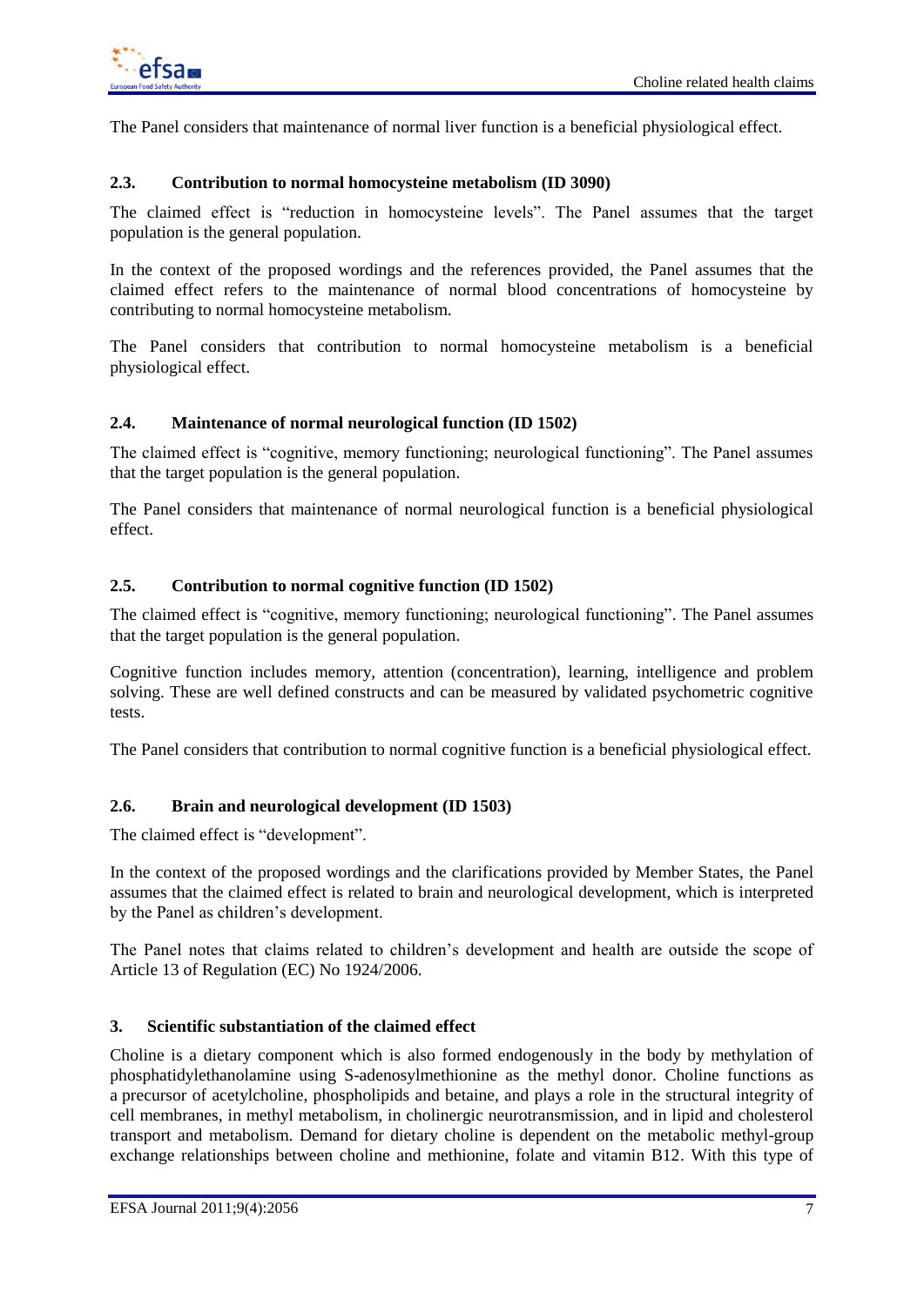The Panel considers that maintenance of normal liver function is a beneficial physiological effect.

### 2.3. Contribution to normal homocysteine metabolism (ID 3090)

The claimed effect is "reduction in homocysteine levels". The Panel assumes that the target population is the general population.

In the context of the proposed wordings and the references provided, the Panel assumes that the claimed effect refers to the maintenance of normal blood concentrations of homocysteine by contributing to normal homocysteine metabolism.

The Panel considers that contribution to normal homocysteine metabolism is a beneficial physiological effect.

### 2.4. Maintenance of normal neurological function (ID 1502)

The claimed effect is "cognitive, memory functioning; neurological functioning". The Panel assumes that the target population is the general population.

The Panel considers that maintenance of normal neurological function is a beneficial physiological effect.

### 2.5. Contribution to normal cognitive function (ID 1502)

The claimed effect is "cognitive, memory functioning; neurological functioning". The Panel assumes that the target population is the general population.

Cognitive function includes memory, attention (concentration), learning, intelligence and problem solving. These are well defined constructs and can be measured by validated psychometric cognitive tests.

The Panel considers that contribution to normal cognitive function is a beneficial physiological effect.

### 2.6. Brain and neurological development (ID 1503)

The claimed effect is "development".

In the context of the proposed wordings and the clarifications provided by Member States, the Panel assumes that the claimed effect is related to brain and neurological development, which is interpreted by the Panel as children's development.

The Panel notes that claims related to children's development and health are outside the scope of Article 13 of Regulation (EC) No 1924/2006.

## 3. Scientific substantiation of the claimed effect

Choline is a dietary component which is also formed endogenously in the body by methylation of phosphatidylethanolamine using S-adenosylmethionine as the methyl donor. Choline functions as a precursor of acetylcholine, phospholipids and betaine, and plays a role in the structural integrity of cell membranes, in methyl metabolism, in cholinergic neurotransmission, and in lipid and cholesterol transport and metabolism. Demand for dietary choline is dependent on the metabolic methyl-group exchange relationships between choline and methionine, folate and vitamin B12. With this type of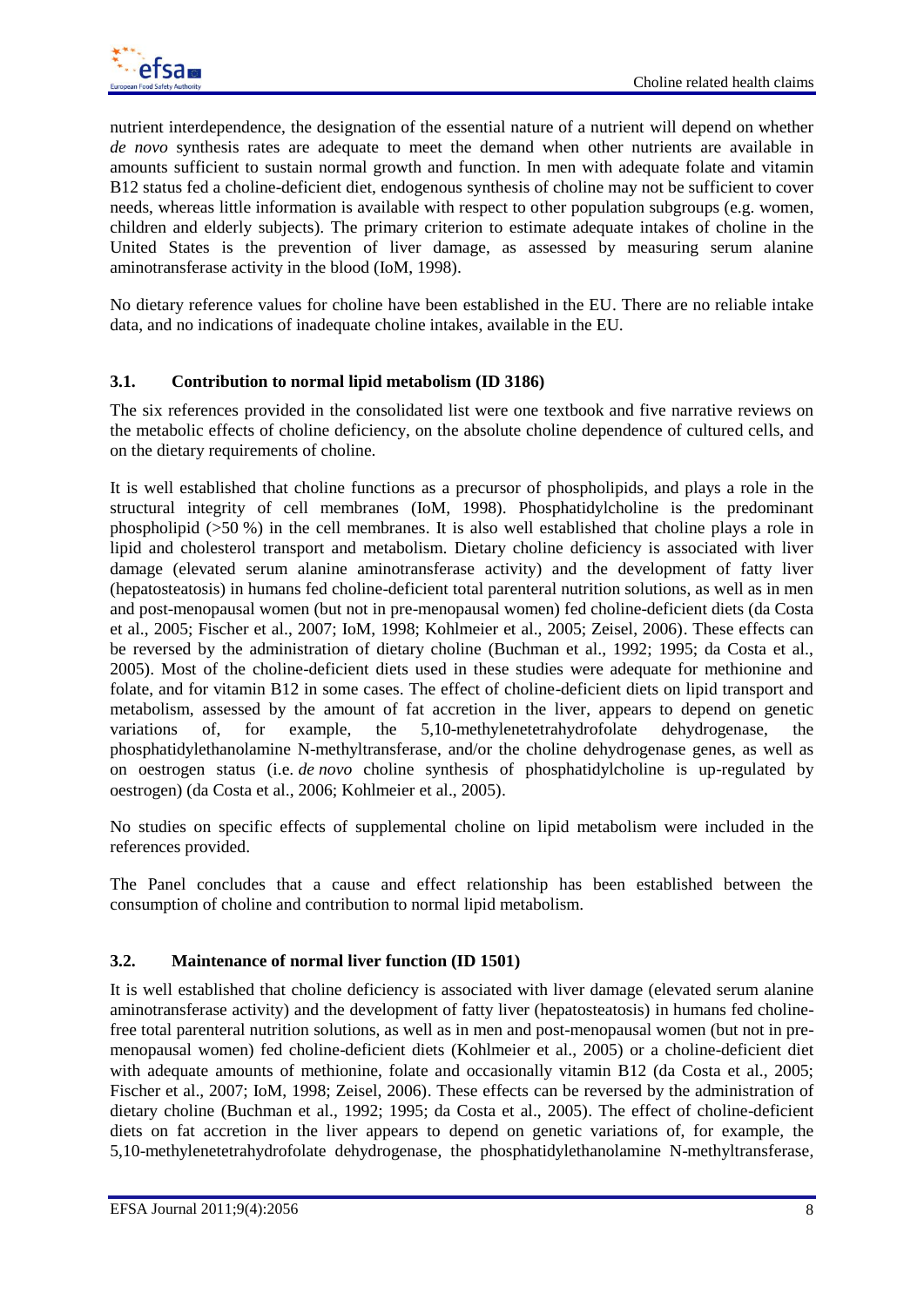nutrient interdependence, the designation of the essential nature of a nutrient will depend on whether *de novo* synthesis rates are adequate to meet the demand when other nutrients are available in amounts sufficient to sustain normal growth and function. In men with adequate folate and vitamin B12 status fed a choline-deficient diet, endogenous synthesis of choline may not be sufficient to cover needs, whereas little information is available with respect to other population subgroups (e.g. women, children and elderly subjects). The primary criterion to estimate adequate intakes of choline in the United States is the prevention of liver damage, as assessed by measuring serum alanine aminotransferase activity in the blood (IoM, 1998).

No dietary reference values for choline have been established in the EU. There are no reliable intake data, and no indications of inadequate choline intakes, available in the EU.

### 3.1. Contribution to normal lipid metabolism (ID 3186)

The six references provided in the consolidated list were one textbook and five narrative reviews on the metabolic effects of choline deficiency, on the absolute choline dependence of cultured cells, and on the dietary requirements of choline.

It is well established that choline functions as a precursor of phospholipids, and plays a role in the structural integrity of cell membranes (IoM, 1998). Phosphatidylcholine is the predominant phospholipid (>50 %) in the cell membranes. It is also well established that choline plays a role in lipid and cholesterol transport and metabolism. Dietary choline deficiency is associated with liver damage (elevated serum alanine aminotransferase activity) and the development of fatty liver (hepatosteatosis) in humans fed choline-deficient total parenteral nutrition solutions, as well as in men and post-menopausal women (but not in pre-menopausal women) fed choline-deficient diets (da Costa et al., 2005; Fischer et al., 2007; IoM, 1998; Kohlmeier et al., 2005; Zeisel, 2006). These effects can be reversed by the administration of dietary choline (Buchman et al., 1992; 1995; da Costa et al., 2005). Most of the choline-deficient diets used in these studies were adequate for methionine and folate, and for vitamin B12 in some cases. The effect of choline-deficient diets on lipid transport and metabolism, assessed by the amount of fat accretion in the liver, appears to depend on genetic variations of, for example, the 5,10-methylenetetrahydrofolate dehydrogenase, the phosphatidylethanolamine N-methyltransferase, and/or the choline dehydrogenase genes, as well as on oestrogen status (i.e. *de novo* choline synthesis of phosphatidylcholine is up-regulated by oestrogen) (da Costa et al., 2006; Kohlmeier et al., 2005).

No studies on specific effects of supplemental choline on lipid metabolism were included in the references provided.

The Panel concludes that a cause and effect relationship has been established between the consumption of choline and contribution to normal lipid metabolism.

### 3.2. Maintenance of normal liver function (ID 1501)

It is well established that choline deficiency is associated with liver damage (elevated serum alanine aminotransferase activity) and the development of fatty liver (hepatosteatosis) in humans fed choline-free total parenteral nutrition solutions, as well as in men and post-menopausal women (but not in pre-menopausal women) fed choline-deficient diets (Kohlmeier et al., 2005) or a choline-deficient diet with adequate amounts of methionine, folate and occasionally vitamin B12 (da Costa et al., 2005; Fischer et al., 2007; IoM, 1998; Zeisel, 2006). These effects can be reversed by the administration of dietary choline (Buchman et al., 1992; 1995; da Costa et al., 2005). The effect of choline-deficient diets on fat accretion in the liver appears to depend on genetic variations of, for example, the 5,10-methylenetetrahydrofolate dehydrogenase, the phosphatidylethanolamine N-methyltransferase,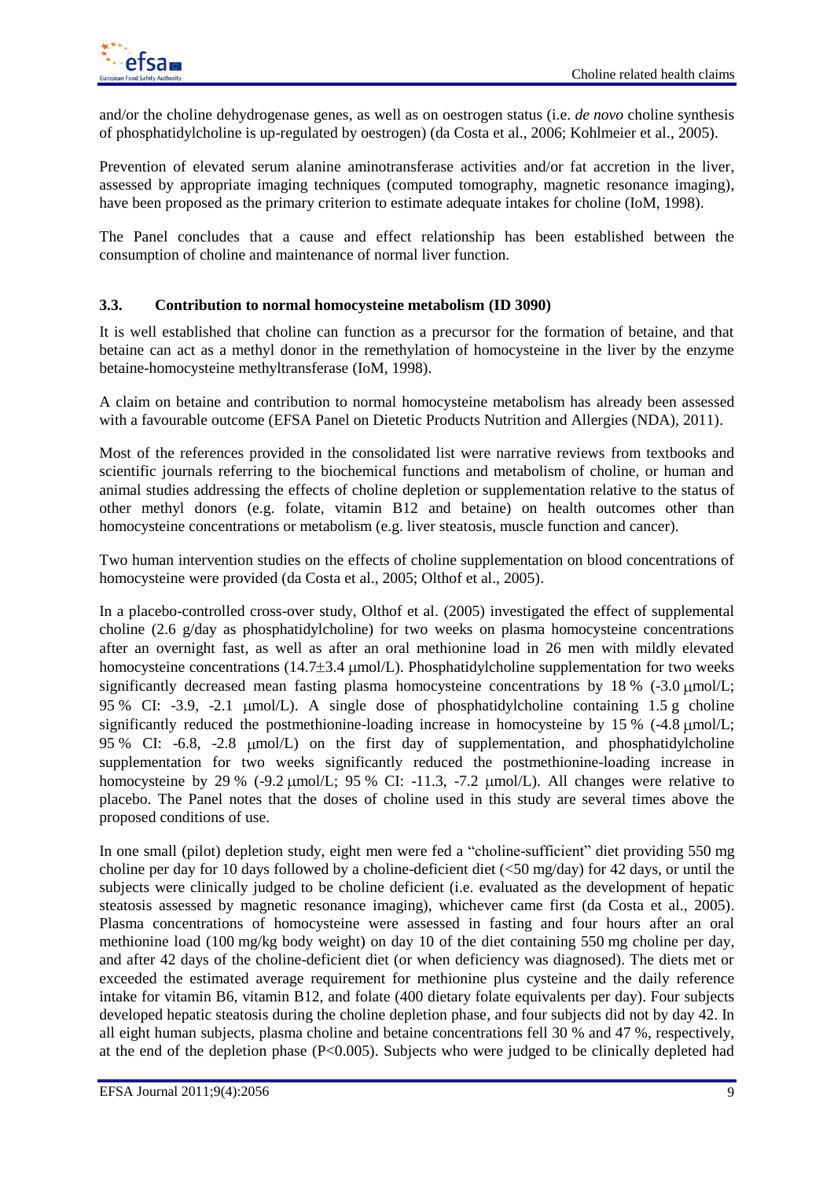and/or the choline dehydrogenase genes, as well as on oestrogen status (i.e. *de novo* choline synthesis of phosphatidylcholine is up-regulated by oestrogen) (da Costa et al., 2006; Kohlmeier et al., 2005).

Prevention of elevated serum alanine aminotransferase activities and/or fat accretion in the liver, assessed by appropriate imaging techniques (computed tomography, magnetic resonance imaging), have been proposed as the primary criterion to estimate adequate intakes for choline (IoM, 1998).

The Panel concludes that a cause and effect relationship has been established between the consumption of choline and maintenance of normal liver function.

### 3.3. Contribution to normal homocysteine metabolism (ID 3090)

It is well established that choline can function as a precursor for the formation of betaine, and that betaine can act as a methyl donor in the remethylation of homocysteine in the liver by the enzyme betaine-homocysteine methyltransferase (IoM, 1998).

A claim on betaine and contribution to normal homocysteine metabolism has already been assessed with a favourable outcome (EFSA Panel on Dietetic Products Nutrition and Allergies (NDA), 2011).

Most of the references provided in the consolidated list were narrative reviews from textbooks and scientific journals referring to the biochemical functions and metabolism of choline, or human and animal studies addressing the effects of choline depletion or supplementation relative to the status of other methyl donors (e.g. folate, vitamin B12 and betaine) on health outcomes other than homocysteine concentrations or metabolism (e.g. liver steatosis, muscle function and cancer).

Two human intervention studies on the effects of choline supplementation on blood concentrations of homocysteine were provided (da Costa et al., 2005; Olthof et al., 2005).

In a placebo-controlled cross-over study, Olthof et al. (2005) investigated the effect of supplemental choline (2.6 g/day as phosphatidylcholine) for two weeks on plasma homocysteine concentrations after an overnight fast, as well as after an oral methionine load in 26 men with mildly elevated homocysteine concentrations (14.7±3.4 μmol/L). Phosphatidylcholine supplementation for two weeks significantly decreased mean fasting plasma homocysteine concentrations by 18 % (-3.0 μmol/L; 95 % CI: -3.9, -2.1 μmol/L). A single dose of phosphatidylcholine containing 1.5 g choline significantly reduced the postmethionine-loading increase in homocysteine by 15 % (-4.8 μmol/L; 95 % CI: -6.8, -2.8 μmol/L) on the first day of supplementation, and phosphatidylcholine supplementation for two weeks significantly reduced the postmethionine-loading increase in homocysteine by 29 % (-9.2 μmol/L; 95 % CI: -11.3, -7.2 μmol/L). All changes were relative to placebo. The Panel notes that the doses of choline used in this study are several times above the proposed conditions of use.

In one small (pilot) depletion study, eight men were fed a "choline-sufficient" diet providing 550 mg choline per day for 10 days followed by a choline-deficient diet (<50 mg/day) for 42 days, or until the subjects were clinically judged to be choline deficient (i.e. evaluated as the development of hepatic steatosis assessed by magnetic resonance imaging), whichever came first (da Costa et al., 2005). Plasma concentrations of homocysteine were assessed in fasting and four hours after an oral methionine load (100 mg/kg body weight) on day 10 of the diet containing 550 mg choline per day, and after 42 days of the choline-deficient diet (or when deficiency was diagnosed). The diets met or exceeded the estimated average requirement for methionine plus cysteine and the daily reference intake for vitamin B6, vitamin B12, and folate (400 dietary folate equivalents per day). Four subjects developed hepatic steatosis during the choline depletion phase, and four subjects did not by day 42. In all eight human subjects, plasma choline and betaine concentrations fell 30 % and 47 %, respectively, at the end of the depletion phase ($P<0.005$). Subjects who were judged to be clinically depleted had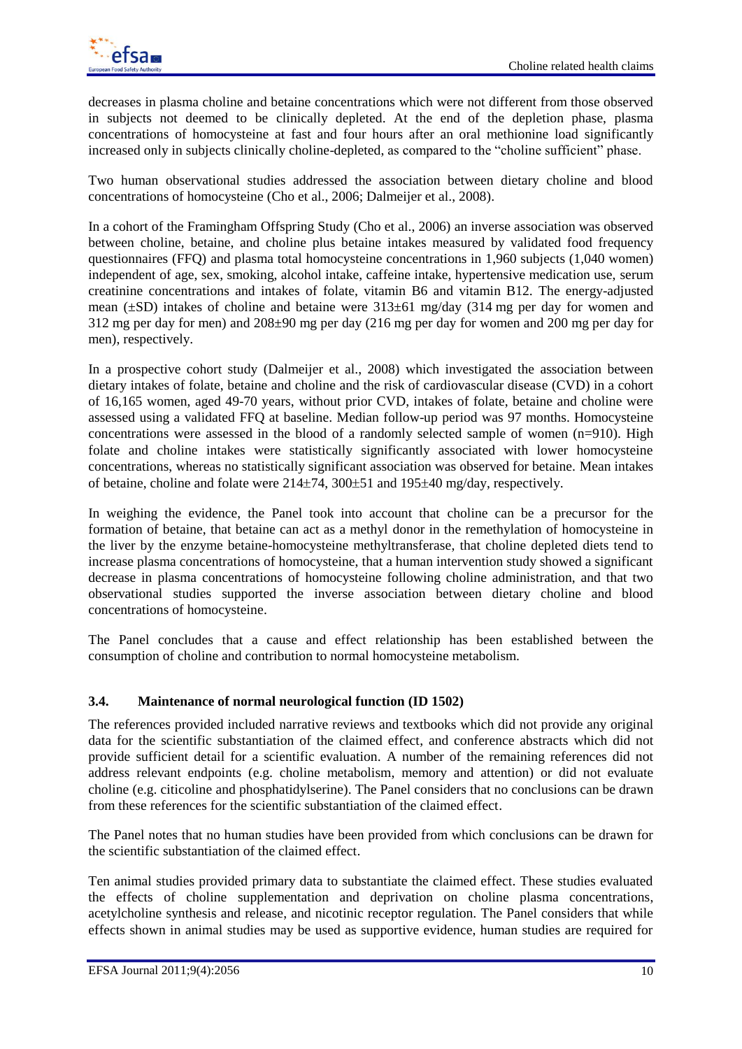decreases in plasma choline and betaine concentrations which were not different from those observed in subjects not deemed to be clinically depleted. At the end of the depletion phase, plasma concentrations of homocysteine at fast and four hours after an oral methionine load significantly increased only in subjects clinically choline-depleted, as compared to the "choline sufficient" phase.

Two human observational studies addressed the association between dietary choline and blood concentrations of homocysteine (Cho et al., 2006; Dalmeijer et al., 2008).

In a cohort of the Framingham Offspring Study (Cho et al., 2006) an inverse association was observed between choline, betaine, and choline plus betaine intakes measured by validated food frequency questionnaires (FFQ) and plasma total homocysteine concentrations in 1,960 subjects (1,040 women) independent of age, sex, smoking, alcohol intake, caffeine intake, hypertensive medication use, serum creatinine concentrations and intakes of folate, vitamin B6 and vitamin B12. The energy-adjusted mean (±SD) intakes of choline and betaine were 313±61 mg/day (314 mg per day for women and 312 mg per day for men) and 208±90 mg per day (216 mg per day for women and 200 mg per day for men), respectively.

In a prospective cohort study (Dalmeijer et al., 2008) which investigated the association between dietary intakes of folate, betaine and choline and the risk of cardiovascular disease (CVD) in a cohort of 16,165 women, aged 49-70 years, without prior CVD, intakes of folate, betaine and choline were assessed using a validated FFQ at baseline. Median follow-up period was 97 months. Homocysteine concentrations were assessed in the blood of a randomly selected sample of women (n=910). High folate and choline intakes were statistically significantly associated with lower homocysteine concentrations, whereas no statistically significant association was observed for betaine. Mean intakes of betaine, choline and folate were 214±74, 300±51 and 195±40 mg/day, respectively.

In weighing the evidence, the Panel took into account that choline can be a precursor for the formation of betaine, that betaine can act as a methyl donor in the remethylation of homocysteine in the liver by the enzyme betaine-homocysteine methyltransferase, that choline depleted diets tend to increase plasma concentrations of homocysteine, that a human intervention study showed a significant decrease in plasma concentrations of homocysteine following choline administration, and that two observational studies supported the inverse association between dietary choline and blood concentrations of homocysteine.

The Panel concludes that a cause and effect relationship has been established between the consumption of choline and contribution to normal homocysteine metabolism.

### 3.4. Maintenance of normal neurological function (ID 1502)

The references provided included narrative reviews and textbooks which did not provide any original data for the scientific substantiation of the claimed effect, and conference abstracts which did not provide sufficient detail for a scientific evaluation. A number of the remaining references did not address relevant endpoints (e.g. choline metabolism, memory and attention) or did not evaluate choline (e.g. citicoline and phosphatidylserine). The Panel considers that no conclusions can be drawn from these references for the scientific substantiation of the claimed effect.

The Panel notes that no human studies have been provided from which conclusions can be drawn for the scientific substantiation of the claimed effect.

Ten animal studies provided primary data to substantiate the claimed effect. These studies evaluated the effects of choline supplementation and deprivation on choline plasma concentrations, acetylcholine synthesis and release, and nicotinic receptor regulation. The Panel considers that while effects shown in animal studies may be used as supportive evidence, human studies are required for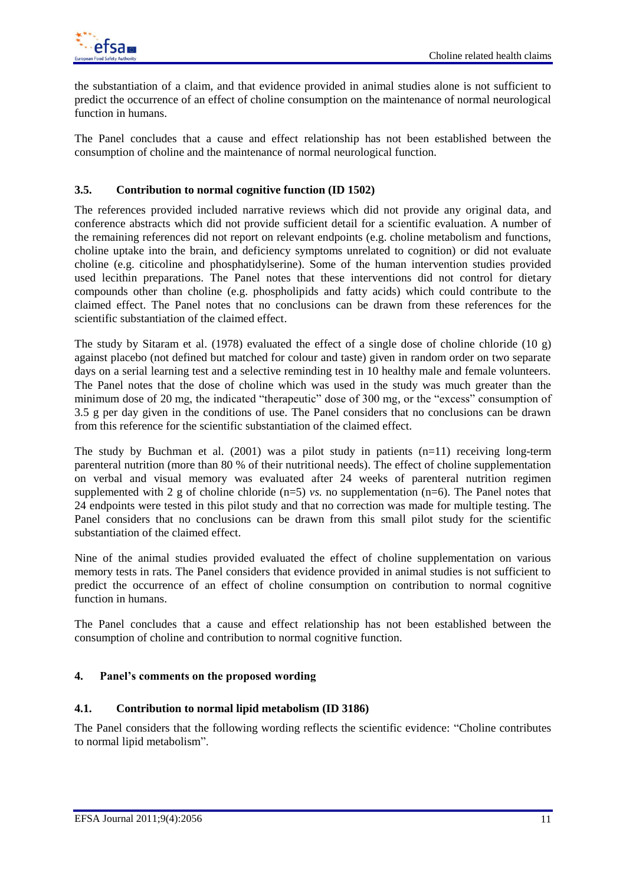the substantiation of a claim, and that evidence provided in animal studies alone is not sufficient to predict the occurrence of an effect of choline consumption on the maintenance of normal neurological function in humans.

The Panel concludes that a cause and effect relationship has not been established between the consumption of choline and the maintenance of normal neurological function.

### 3.5. Contribution to normal cognitive function (ID 1502)

The references provided included narrative reviews which did not provide any original data, and conference abstracts which did not provide sufficient detail for a scientific evaluation. A number of the remaining references did not report on relevant endpoints (e.g. choline metabolism and functions, choline uptake into the brain, and deficiency symptoms unrelated to cognition) or did not evaluate choline (e.g. citicoline and phosphatidylserine). Some of the human intervention studies provided used lecithin preparations. The Panel notes that these interventions did not control for dietary compounds other than choline (e.g. phospholipids and fatty acids) which could contribute to the claimed effect. The Panel notes that no conclusions can be drawn from these references for the scientific substantiation of the claimed effect.

The study by Sitaram et al. (1978) evaluated the effect of a single dose of choline chloride (10 g) against placebo (not defined but matched for colour and taste) given in random order on two separate days on a serial learning test and a selective reminding test in 10 healthy male and female volunteers. The Panel notes that the dose of choline which was used in the study was much greater than the minimum dose of 20 mg, the indicated "therapeutic" dose of 300 mg, or the "excess" consumption of 3.5 g per day given in the conditions of use. The Panel considers that no conclusions can be drawn from this reference for the scientific substantiation of the claimed effect.

The study by Buchman et al. (2001) was a pilot study in patients (n=11) receiving long-term parenteral nutrition (more than 80 % of their nutritional needs). The effect of choline supplementation on verbal and visual memory was evaluated after 24 weeks of parenteral nutrition regimen supplemented with 2 g of choline chloride (n=5) *vs.* no supplementation (n=6). The Panel notes that 24 endpoints were tested in this pilot study and that no correction was made for multiple testing. The Panel considers that no conclusions can be drawn from this small pilot study for the scientific substantiation of the claimed effect.

Nine of the animal studies provided evaluated the effect of choline supplementation on various memory tests in rats. The Panel considers that evidence provided in animal studies is not sufficient to predict the occurrence of an effect of choline consumption on contribution to normal cognitive function in humans.

The Panel concludes that a cause and effect relationship has not been established between the consumption of choline and contribution to normal cognitive function.

## 4. Panel's comments on the proposed wording

### 4.1. Contribution to normal lipid metabolism (ID 3186)

The Panel considers that the following wording reflects the scientific evidence: "Choline contributes to normal lipid metabolism".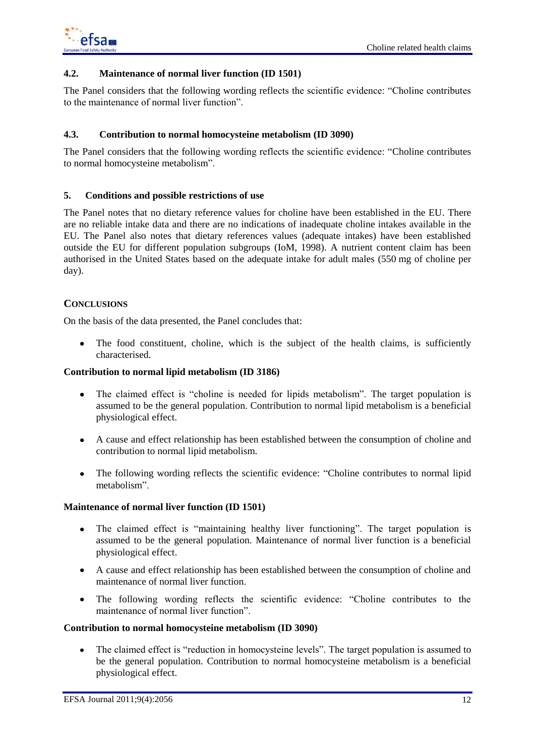### 4.2. Maintenance of normal liver function (ID 1501)

The Panel considers that the following wording reflects the scientific evidence: "Choline contributes to the maintenance of normal liver function".

### 4.3. Contribution to normal homocysteine metabolism (ID 3090)

The Panel considers that the following wording reflects the scientific evidence: "Choline contributes to normal homocysteine metabolism".

## 5. Conditions and possible restrictions of use

The Panel notes that no dietary reference values for choline have been established in the EU. There are no reliable intake data and there are no indications of inadequate choline intakes available in the EU. The Panel also notes that dietary references values (adequate intakes) have been established outside the EU for different population subgroups (IoM, 1998). A nutrient content claim has been authorised in the United States based on the adequate intake for adult males (550 mg of choline per day).

## CONCLUSIONS

On the basis of the data presented, the Panel concludes that:

- The food constituent, choline, which is the subject of the health claims, is sufficiently characterised.

**Contribution to normal lipid metabolism (ID 3186)**

- The claimed effect is "choline is needed for lipids metabolism". The target population is assumed to be the general population. Contribution to normal lipid metabolism is a beneficial physiological effect.
- A cause and effect relationship has been established between the consumption of choline and contribution to normal lipid metabolism.
- The following wording reflects the scientific evidence: "Choline contributes to normal lipid metabolism".

**Maintenance of normal liver function (ID 1501)**

- The claimed effect is "maintaining healthy liver functioning". The target population is assumed to be the general population. Maintenance of normal liver function is a beneficial physiological effect.
- A cause and effect relationship has been established between the consumption of choline and maintenance of normal liver function.
- The following wording reflects the scientific evidence: "Choline contributes to the maintenance of normal liver function".

**Contribution to normal homocysteine metabolism (ID 3090)**

- The claimed effect is "reduction in homocysteine levels". The target population is assumed to be the general population. Contribution to normal homocysteine metabolism is a beneficial physiological effect.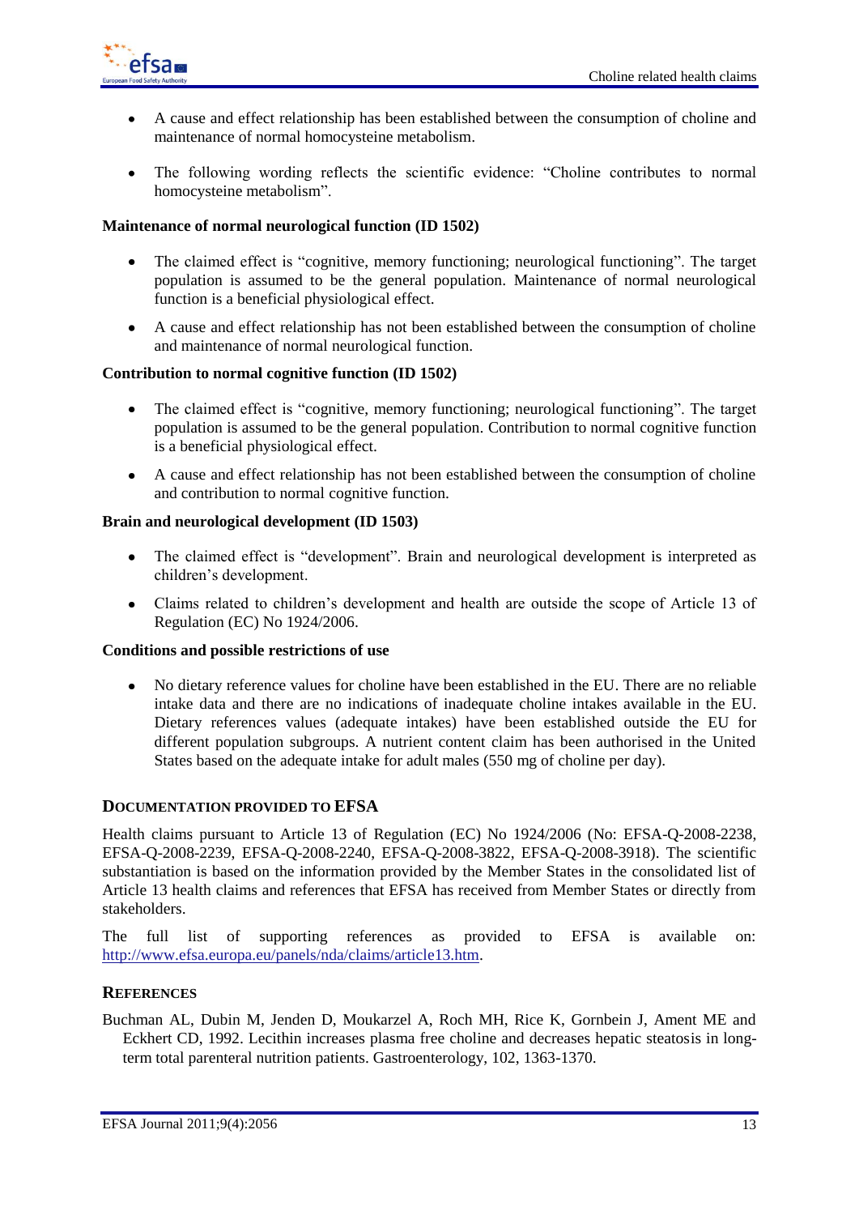- A cause and effect relationship has been established between the consumption of choline and maintenance of normal homocysteine metabolism.
- The following wording reflects the scientific evidence: "Choline contributes to normal homocysteine metabolism".

**Maintenance of normal neurological function (ID 1502)**

- The claimed effect is "cognitive, memory functioning; neurological functioning". The target population is assumed to be the general population. Maintenance of normal neurological function is a beneficial physiological effect.
- A cause and effect relationship has not been established between the consumption of choline and maintenance of normal neurological function.

**Contribution to normal cognitive function (ID 1502)**

- The claimed effect is "cognitive, memory functioning; neurological functioning". The target population is assumed to be the general population. Contribution to normal cognitive function is a beneficial physiological effect.
- A cause and effect relationship has not been established between the consumption of choline and contribution to normal cognitive function.

**Brain and neurological development (ID 1503)**

- The claimed effect is "development". Brain and neurological development is interpreted as children's development.
- Claims related to children's development and health are outside the scope of Article 13 of Regulation (EC) No 1924/2006.

**Conditions and possible restrictions of use**

- No dietary reference values for choline have been established in the EU. There are no reliable intake data and there are no indications of inadequate choline intakes available in the EU. Dietary references values (adequate intakes) have been established outside the EU for different population subgroups. A nutrient content claim has been authorised in the United States based on the adequate intake for adult males (550 mg of choline per day).

## DOCUMENTATION PROVIDED TO EFSA

Health claims pursuant to Article 13 of Regulation (EC) No 1924/2006 (No: EFSA-Q-2008-2238, EFSA-Q-2008-2239, EFSA-Q-2008-2240, EFSA-Q-2008-3822, EFSA-Q-2008-3918). The scientific substantiation is based on the information provided by the Member States in the consolidated list of Article 13 health claims and references that EFSA has received from Member States or directly from stakeholders.

The full list of supporting references as provided to EFSA is available on: http://www.efsa.europa.eu/panels/nda/claims/article13.htm.

## REFERENCES

Buchman AL, Dubin M, Jenden D, Moukarzel A, Roch MH, Rice K, Gornbein J, Ament ME and Eckhert CD, 1992. Lecithin increases plasma free choline and decreases hepatic steatosis in long-term total parenteral nutrition patients. Gastroenterology, 102, 1363-1370.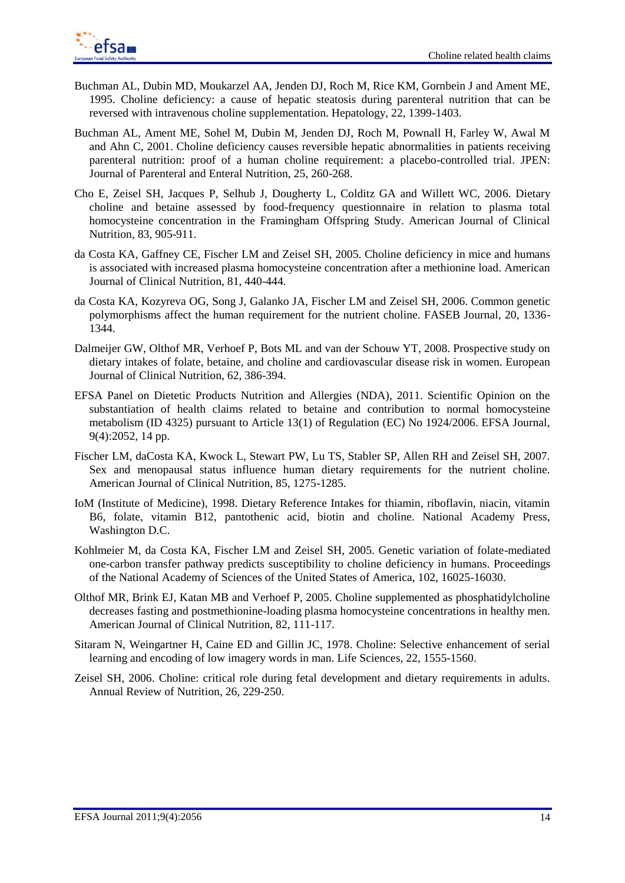Buchman AL, Dubin MD, Moukarzel AA, Jenden DJ, Roch M, Rice KM, Gornbein J and Ament ME, 1995. Choline deficiency: a cause of hepatic steatosis during parenteral nutrition that can be reversed with intravenous choline supplementation. Hepatology, 22, 1399-1403.

Buchman AL, Ament ME, Sohel M, Dubin M, Jenden DJ, Roch M, Pownall H, Farley W, Awal M and Ahn C, 2001. Choline deficiency causes reversible hepatic abnormalities in patients receiving parenteral nutrition: proof of a human choline requirement: a placebo-controlled trial. JPEN: Journal of Parenteral and Enteral Nutrition, 25, 260-268.

Cho E, Zeisel SH, Jacques P, Selhub J, Dougherty L, Colditz GA and Willett WC, 2006. Dietary choline and betaine assessed by food-frequency questionnaire in relation to plasma total homocysteine concentration in the Framingham Offspring Study. American Journal of Clinical Nutrition, 83, 905-911.

da Costa KA, Gaffney CE, Fischer LM and Zeisel SH, 2005. Choline deficiency in mice and humans is associated with increased plasma homocysteine concentration after a methionine load. American Journal of Clinical Nutrition, 81, 440-444.

da Costa KA, Kozyreva OG, Song J, Galanko JA, Fischer LM and Zeisel SH, 2006. Common genetic polymorphisms affect the human requirement for the nutrient choline. FASEB Journal, 20, 1336-1344.

Dalmeijer GW, Olthof MR, Verhoef P, Bots ML and van der Schouw YT, 2008. Prospective study on dietary intakes of folate, betaine, and choline and cardiovascular disease risk in women. European Journal of Clinical Nutrition, 62, 386-394.

EFSA Panel on Dietetic Products Nutrition and Allergies (NDA), 2011. Scientific Opinion on the substantiation of health claims related to betaine and contribution to normal homocysteine metabolism (ID 4325) pursuant to Article 13(1) of Regulation (EC) No 1924/2006. EFSA Journal, 9(4):2052, 14 pp.

Fischer LM, daCosta KA, Kwock L, Stewart PW, Lu TS, Stabler SP, Allen RH and Zeisel SH, 2007. Sex and menopausal status influence human dietary requirements for the nutrient choline. American Journal of Clinical Nutrition, 85, 1275-1285.

IoM (Institute of Medicine), 1998. Dietary Reference Intakes for thiamin, riboflavin, niacin, vitamin B6, folate, vitamin B12, pantothenic acid, biotin and choline. National Academy Press, Washington D.C.

Kohlmeier M, da Costa KA, Fischer LM and Zeisel SH, 2005. Genetic variation of folate-mediated one-carbon transfer pathway predicts susceptibility to choline deficiency in humans. Proceedings of the National Academy of Sciences of the United States of America, 102, 16025-16030.

Olthof MR, Brink EJ, Katan MB and Verhoef P, 2005. Choline supplemented as phosphatidylcholine decreases fasting and postmethionine-loading plasma homocysteine concentrations in healthy men. American Journal of Clinical Nutrition, 82, 111-117.

Sitaram N, Weingartner H, Caine ED and Gillin JC, 1978. Choline: Selective enhancement of serial learning and encoding of low imagery words in man. Life Sciences, 22, 1555-1560.

Zeisel SH, 2006. Choline: critical role during fetal development and dietary requirements in adults. Annual Review of Nutrition, 26, 229-250.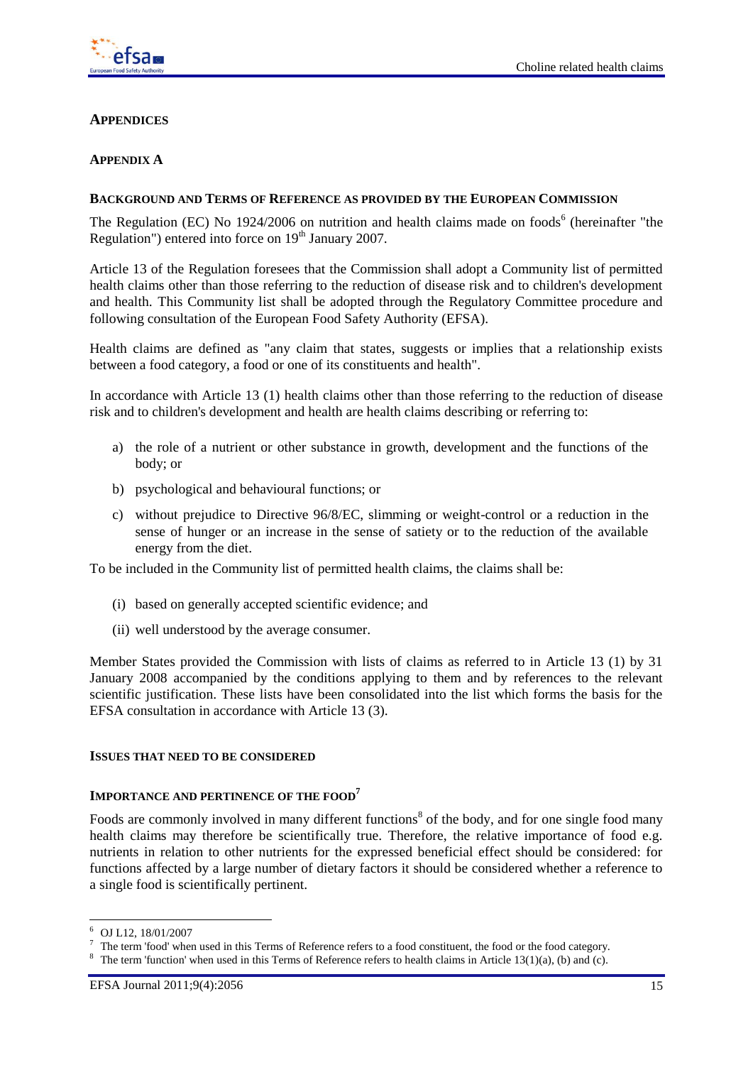## APPENDICES

### APPENDIX A

#### BACKGROUND AND TERMS OF REFERENCE AS PROVIDED BY THE EUROPEAN COMMISSION

The Regulation (EC) No 1924/2006 on nutrition and health claims made on foods[6] (hereinafter "the Regulation") entered into force on 19th January 2007.

Article 13 of the Regulation foresees that the Commission shall adopt a Community list of permitted health claims other than those referring to the reduction of disease risk and to children's development and health. This Community list shall be adopted through the Regulatory Committee procedure and following consultation of the European Food Safety Authority (EFSA).

Health claims are defined as "any claim that states, suggests or implies that a relationship exists between a food category, a food or one of its constituents and health".

In accordance with Article 13 (1) health claims other than those referring to the reduction of disease risk and to children's development and health are health claims describing or referring to:

a) the role of a nutrient or other substance in growth, development and the functions of the body; or

b) psychological and behavioural functions; or

c) without prejudice to Directive 96/8/EC, slimming or weight-control or a reduction in the sense of hunger or an increase in the sense of satiety or to the reduction of the available energy from the diet.

To be included in the Community list of permitted health claims, the claims shall be:

(i) based on generally accepted scientific evidence; and

(ii) well understood by the average consumer.

Member States provided the Commission with lists of claims as referred to in Article 13 (1) by 31 January 2008 accompanied by the conditions applying to them and by references to the relevant scientific justification. These lists have been consolidated into the list which forms the basis for the EFSA consultation in accordance with Article 13 (3).

#### ISSUES THAT NEED TO BE CONSIDERED

#### IMPORTANCE AND PERTINENCE OF THE FOOD[7]

Foods are commonly involved in many different functions[8] of the body, and for one single food many health claims may therefore be scientifically true. Therefore, the relative importance of food e.g. nutrients in relation to other nutrients for the expressed beneficial effect should be considered: for functions affected by a large number of dietary factors it should be considered whether a reference to a single food is scientifically pertinent.

---

[6] OJ L12, 18/01/2007

[7] The term 'food' when used in this Terms of Reference refers to a food constituent, the food or the food category.

[8] The term 'function' when used in this Terms of Reference refers to health claims in Article 13(1)(a), (b) and (c).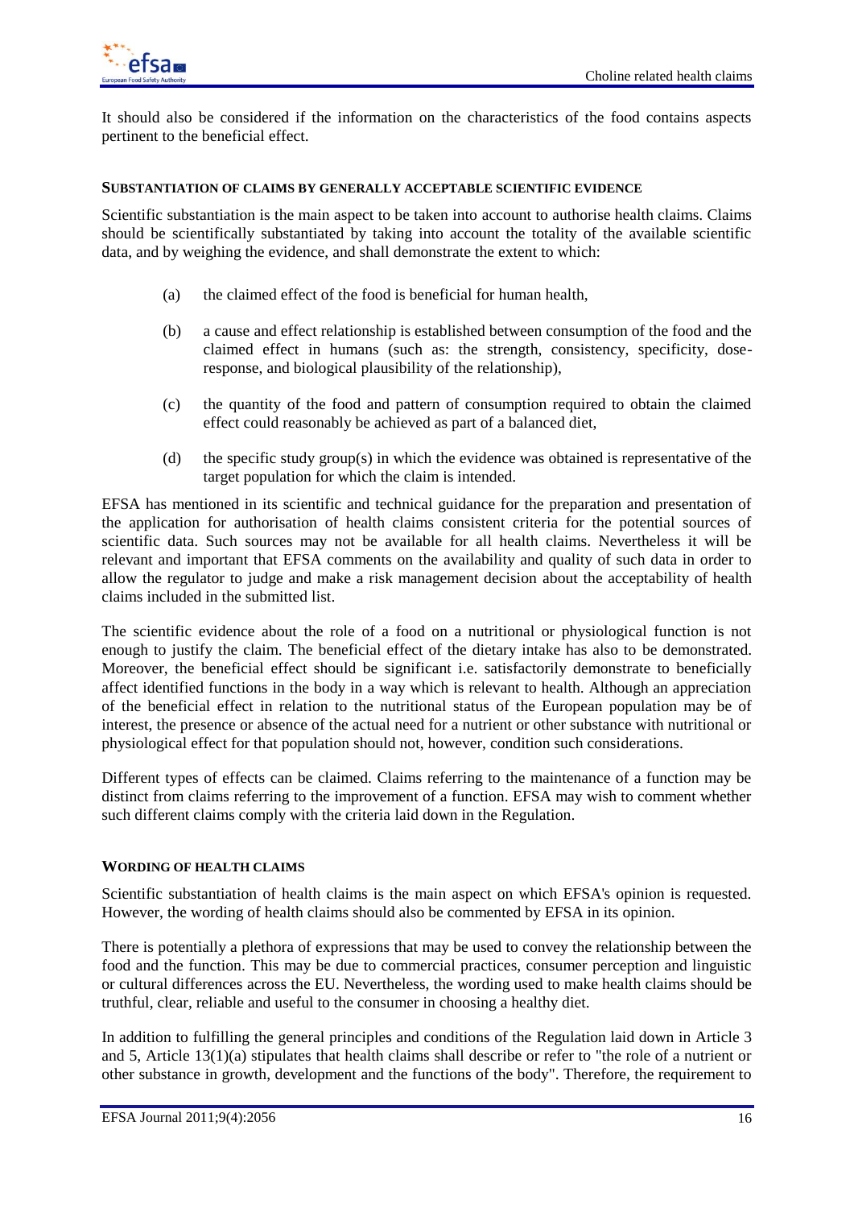It should also be considered if the information on the characteristics of the food contains aspects pertinent to the beneficial effect.

#### SUBSTANTIATION OF CLAIMS BY GENERALLY ACCEPTABLE SCIENTIFIC EVIDENCE

Scientific substantiation is the main aspect to be taken into account to authorise health claims. Claims should be scientifically substantiated by taking into account the totality of the available scientific data, and by weighing the evidence, and shall demonstrate the extent to which:

(a) the claimed effect of the food is beneficial for human health,

(b) a cause and effect relationship is established between consumption of the food and the claimed effect in humans (such as: the strength, consistency, specificity, dose-response, and biological plausibility of the relationship),

(c) the quantity of the food and pattern of consumption required to obtain the claimed effect could reasonably be achieved as part of a balanced diet,

(d) the specific study group(s) in which the evidence was obtained is representative of the target population for which the claim is intended.

EFSA has mentioned in its scientific and technical guidance for the preparation and presentation of the application for authorisation of health claims consistent criteria for the potential sources of scientific data. Such sources may not be available for all health claims. Nevertheless it will be relevant and important that EFSA comments on the availability and quality of such data in order to allow the regulator to judge and make a risk management decision about the acceptability of health claims included in the submitted list.

The scientific evidence about the role of a food on a nutritional or physiological function is not enough to justify the claim. The beneficial effect of the dietary intake has also to be demonstrated. Moreover, the beneficial effect should be significant i.e. satisfactorily demonstrate to beneficially affect identified functions in the body in a way which is relevant to health. Although an appreciation of the beneficial effect in relation to the nutritional status of the European population may be of interest, the presence or absence of the actual need for a nutrient or other substance with nutritional or physiological effect for that population should not, however, condition such considerations.

Different types of effects can be claimed. Claims referring to the maintenance of a function may be distinct from claims referring to the improvement of a function. EFSA may wish to comment whether such different claims comply with the criteria laid down in the Regulation.

#### WORDING OF HEALTH CLAIMS

Scientific substantiation of health claims is the main aspect on which EFSA's opinion is requested. However, the wording of health claims should also be commented by EFSA in its opinion.

There is potentially a plethora of expressions that may be used to convey the relationship between the food and the function. This may be due to commercial practices, consumer perception and linguistic or cultural differences across the EU. Nevertheless, the wording used to make health claims should be truthful, clear, reliable and useful to the consumer in choosing a healthy diet.

In addition to fulfilling the general principles and conditions of the Regulation laid down in Article 3 and 5, Article 13(1)(a) stipulates that health claims shall describe or refer to "the role of a nutrient or other substance in growth, development and the functions of the body". Therefore, the requirement to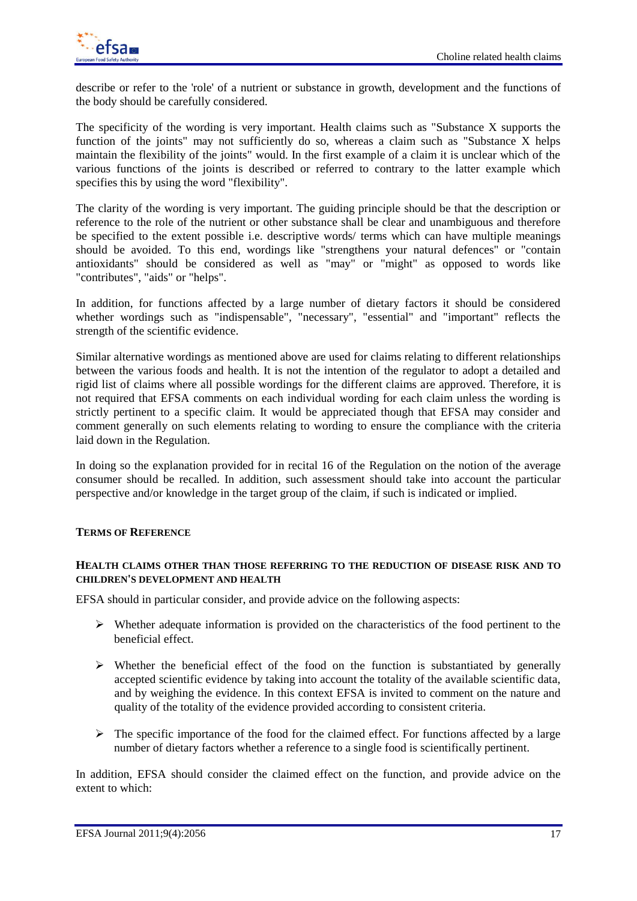describe or refer to the 'role' of a nutrient or substance in growth, development and the functions of the body should be carefully considered.

The specificity of the wording is very important. Health claims such as "Substance X supports the function of the joints" may not sufficiently do so, whereas a claim such as "Substance X helps maintain the flexibility of the joints" would. In the first example of a claim it is unclear which of the various functions of the joints is described or referred to contrary to the latter example which specifies this by using the word "flexibility".

The clarity of the wording is very important. The guiding principle should be that the description or reference to the role of the nutrient or other substance shall be clear and unambiguous and therefore be specified to the extent possible i.e. descriptive words/ terms which can have multiple meanings should be avoided. To this end, wordings like "strengthens your natural defences" or "contain antioxidants" should be considered as well as "may" or "might" as opposed to words like "contributes", "aids" or "helps".

In addition, for functions affected by a large number of dietary factors it should be considered whether wordings such as "indispensable", "necessary", "essential" and "important" reflects the strength of the scientific evidence.

Similar alternative wordings as mentioned above are used for claims relating to different relationships between the various foods and health. It is not the intention of the regulator to adopt a detailed and rigid list of claims where all possible wordings for the different claims are approved. Therefore, it is not required that EFSA comments on each individual wording for each claim unless the wording is strictly pertinent to a specific claim. It would be appreciated though that EFSA may consider and comment generally on such elements relating to wording to ensure the compliance with the criteria laid down in the Regulation.

In doing so the explanation provided for in recital 16 of the Regulation on the notion of the average consumer should be recalled. In addition, such assessment should take into account the particular perspective and/or knowledge in the target group of the claim, if such is indicated or implied.

## TERMS OF REFERENCE

### HEALTH CLAIMS OTHER THAN THOSE REFERRING TO THE REDUCTION OF DISEASE RISK AND TO CHILDREN'S DEVELOPMENT AND HEALTH

EFSA should in particular consider, and provide advice on the following aspects:

- Whether adequate information is provided on the characteristics of the food pertinent to the beneficial effect.
- Whether the beneficial effect of the food on the function is substantiated by generally accepted scientific evidence by taking into account the totality of the available scientific data, and by weighing the evidence. In this context EFSA is invited to comment on the nature and quality of the totality of the evidence provided according to consistent criteria.
- The specific importance of the food for the claimed effect. For functions affected by a large number of dietary factors whether a reference to a single food is scientifically pertinent.

In addition, EFSA should consider the claimed effect on the function, and provide advice on the extent to which: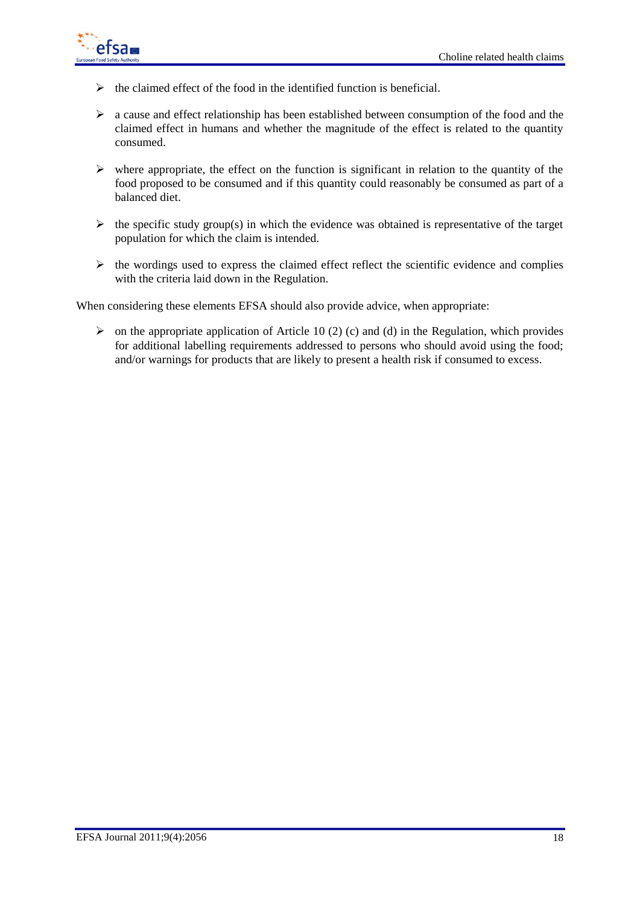- the claimed effect of the food in the identified function is beneficial.
- a cause and effect relationship has been established between consumption of the food and the claimed effect in humans and whether the magnitude of the effect is related to the quantity consumed.
- where appropriate, the effect on the function is significant in relation to the quantity of the food proposed to be consumed and if this quantity could reasonably be consumed as part of a balanced diet.
- the specific study group(s) in which the evidence was obtained is representative of the target population for which the claim is intended.
- the wordings used to express the claimed effect reflect the scientific evidence and complies with the criteria laid down in the Regulation.

When considering these elements EFSA should also provide advice, when appropriate:

- on the appropriate application of Article 10 (2) (c) and (d) in the Regulation, which provides for additional labelling requirements addressed to persons who should avoid using the food; and/or warnings for products that are likely to present a health risk if consumed to excess.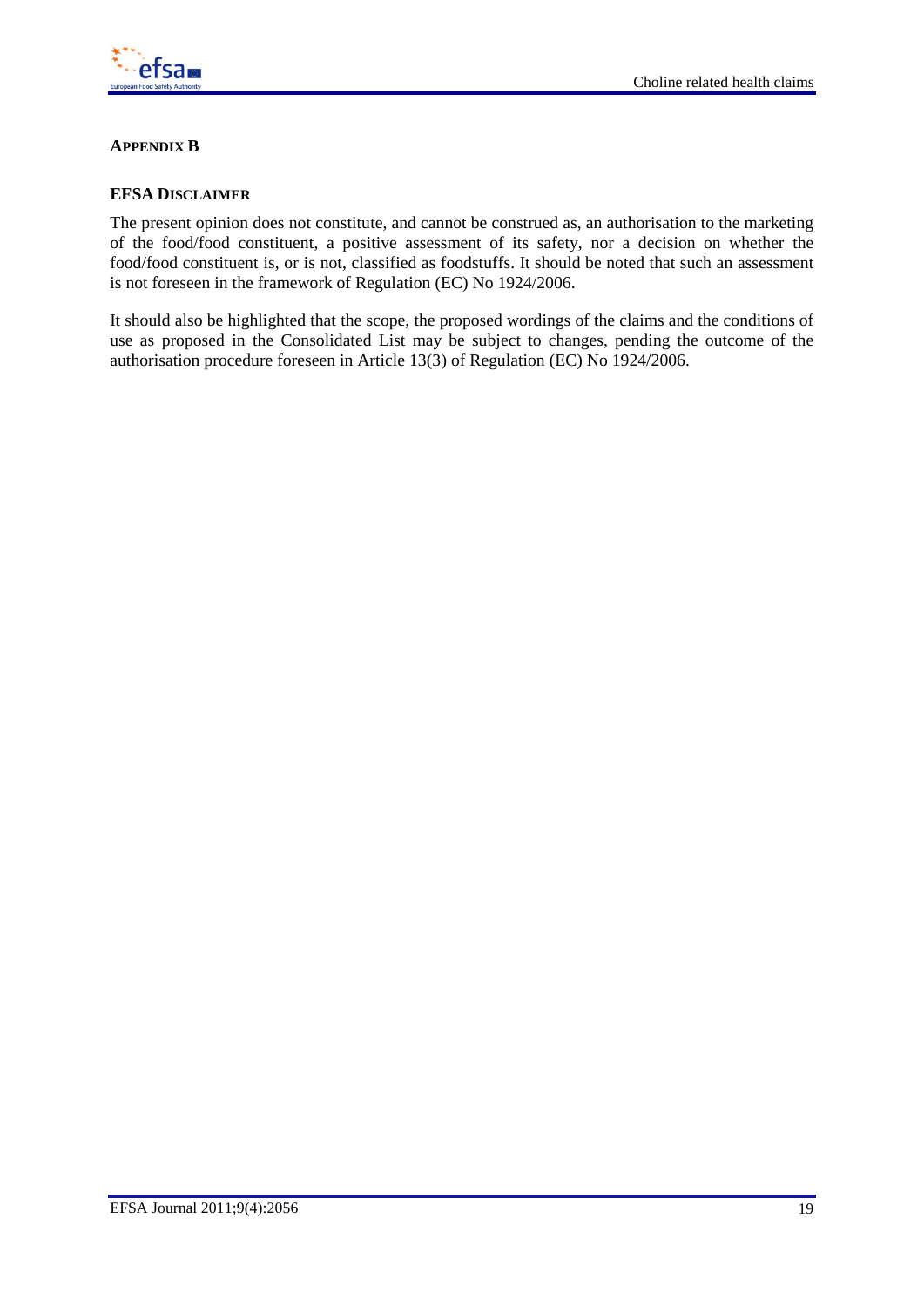## APPENDIX B

### EFSA DISCLAIMER

The present opinion does not constitute, and cannot be construed as, an authorisation to the marketing of the food/food constituent, a positive assessment of its safety, nor a decision on whether the food/food constituent is, or is not, classified as foodstuffs. It should be noted that such an assessment is not foreseen in the framework of Regulation (EC) No 1924/2006.

It should also be highlighted that the scope, the proposed wordings of the claims and the conditions of use as proposed in the Consolidated List may be subject to changes, pending the outcome of the authorisation procedure foreseen in Article 13(3) of Regulation (EC) No 1924/2006.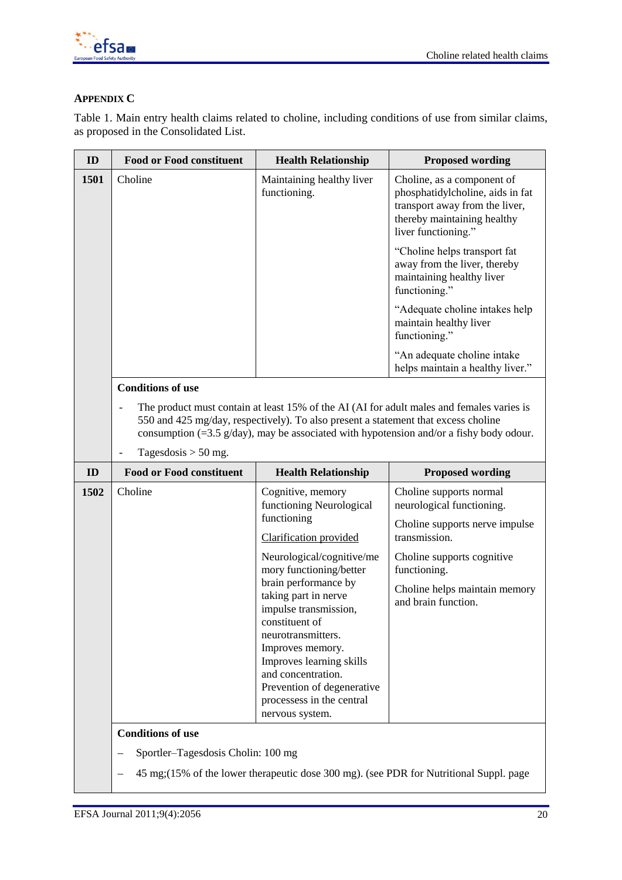## APPENDIX C

Table 1. Main entry health claims related to choline, including conditions of use from similar claims, as proposed in the Consolidated List.

| ID | Food or Food constituent | Health Relationship | Proposed wording |
|---|---|---|---|
| **1501** | Choline | Maintaining healthy liver functioning. | Choline, as a component of phosphatidylcholine, aids in fat transport away from the liver, thereby maintaining healthy liver functioning."<br><br>"Choline helps transport fat away from the liver, thereby maintaining healthy liver functioning."<br><br>"Adequate choline intakes help maintain healthy liver functioning."<br><br>"An adequate choline intake helps maintain a healthy liver." |
| | **Conditions of use**<br>- The product must contain at least 15% of the AI (AI for adult males and females varies is 550 and 425 mg/day, respectively). To also present a statement that excess choline consumption (=3.5 g/day), may be associated with hypotension and/or a fishy body odour.<br>- Tagesdosis > 50 mg. | | |

| ID | Food or Food constituent | Health Relationship | Proposed wording |
|---|---|---|---|
| **1502** | Choline | Cognitive, memory functioning Neurological functioning<br><br><u>Clarification provided</u><br><br>Neurological/cognitive/memory functioning/better brain performance by taking part in nerve impulse transmission, constituent of neurotransmitters. Improves memory. Improves learning skills and concentration. Prevention of degenerative processess in the central nervous system. | Choline supports normal neurological functioning.<br><br>Choline supports nerve impulse transmission.<br><br>Choline supports cognitive functioning.<br><br>Choline helps maintain memory and brain function. |
| | **Conditions of use**<br>– Sportler–Tagesdosis Cholin: 100 mg<br>– 45 mg;(15% of the lower therapeutic dose 300 mg). (see PDR for Nutritional Suppl. page | | |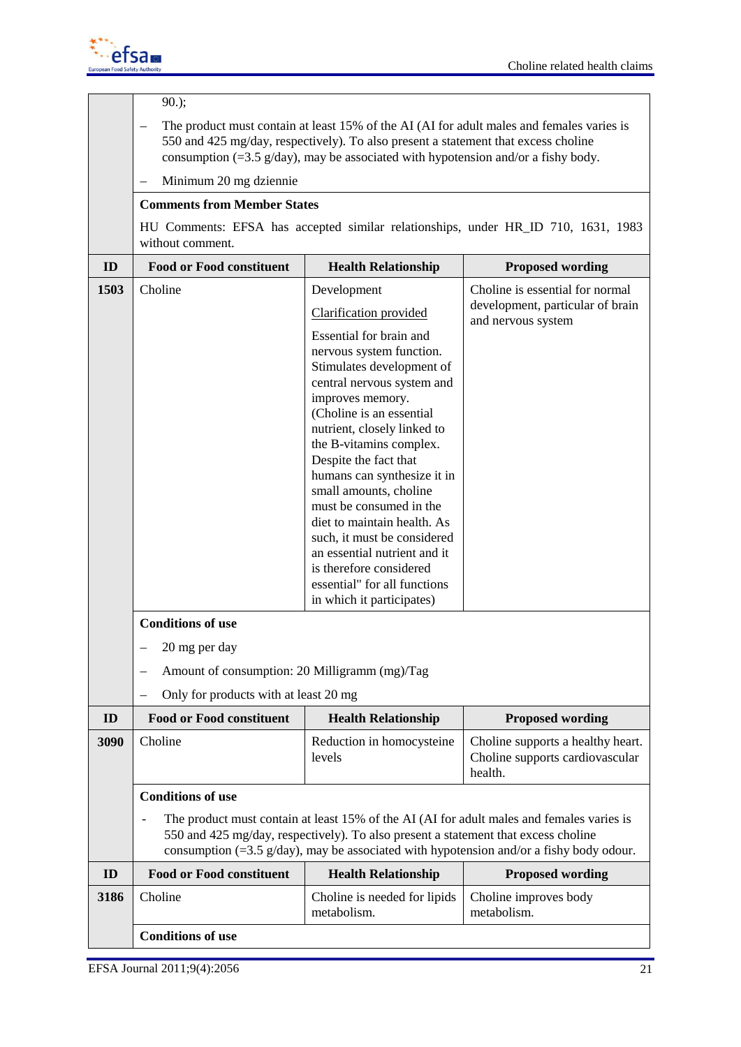| ID | Food or Food constituent | Health Relationship | Proposed wording |
|---|---|---|---|
| | 90.);<br>– The product must contain at least 15% of the AI (AI for adult males and females varies is 550 and 425 mg/day, respectively). To also present a statement that excess choline consumption (=3.5 g/day), may be associated with hypotension and/or a fishy body.<br>– Minimum 20 mg dziennie | | |
| | **Comments from Member States**<br>HU Comments: EFSA has accepted similar relationships, under HR_ID 710, 1631, 1983 without comment. | | |

| ID | Food or Food constituent | Health Relationship | Proposed wording |
|---|---|---|---|
| **1503** | Choline | Development<br>Clarification provided<br>Essential for brain and nervous system function. Stimulates development of central nervous system and improves memory. (Choline is an essential nutrient, closely linked to the B-vitamins complex. Despite the fact that humans can synthesize it in small amounts, choline must be consumed in the diet to maintain health. As such, it must be considered an essential nutrient and it is therefore considered essential" for all functions in which it participates) | Choline is essential for normal development, particular of brain and nervous system |
| | **Conditions of use**<br>– 20 mg per day<br>– Amount of consumption: 20 Milligramm (mg)/Tag<br>– Only for products with at least 20 mg | | |

| ID | Food or Food constituent | Health Relationship | Proposed wording |
|---|---|---|---|
| **3090** | Choline | Reduction in homocysteine levels | Choline supports a healthy heart. Choline supports cardiovascular health. |
| | **Conditions of use**<br>- The product must contain at least 15% of the AI (AI for adult males and females varies is 550 and 425 mg/day, respectively). To also present a statement that excess choline consumption (=3.5 g/day), may be associated with hypotension and/or a fishy body odour. | | |

| ID | Food or Food constituent | Health Relationship | Proposed wording |
|---|---|---|---|
| **3186** | Choline | Choline is needed for lipids metabolism. | Choline improves body metabolism. |
| | **Conditions of use** | | |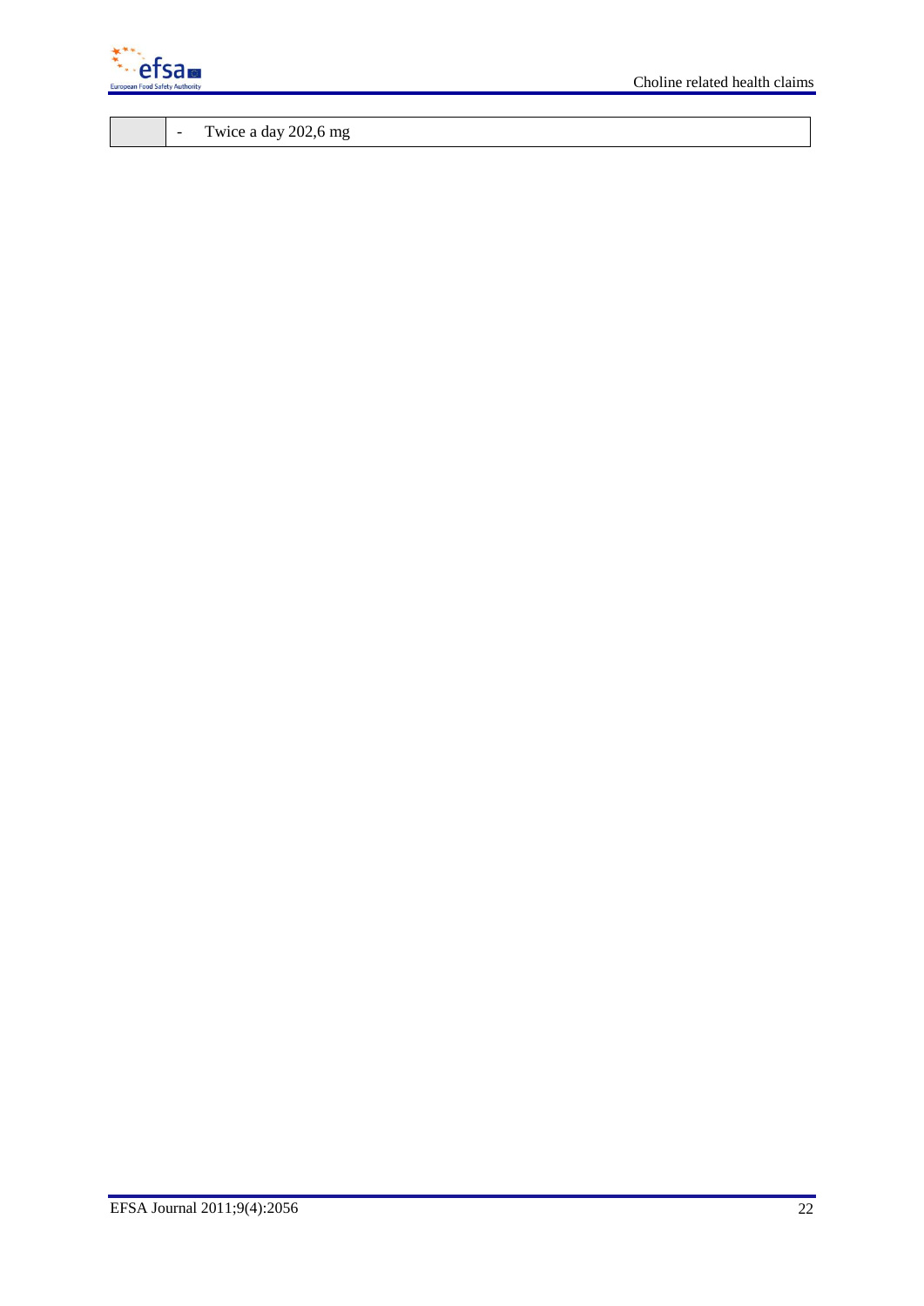|  |  |
|---|---|
|  | - Twice a day 202,6 mg |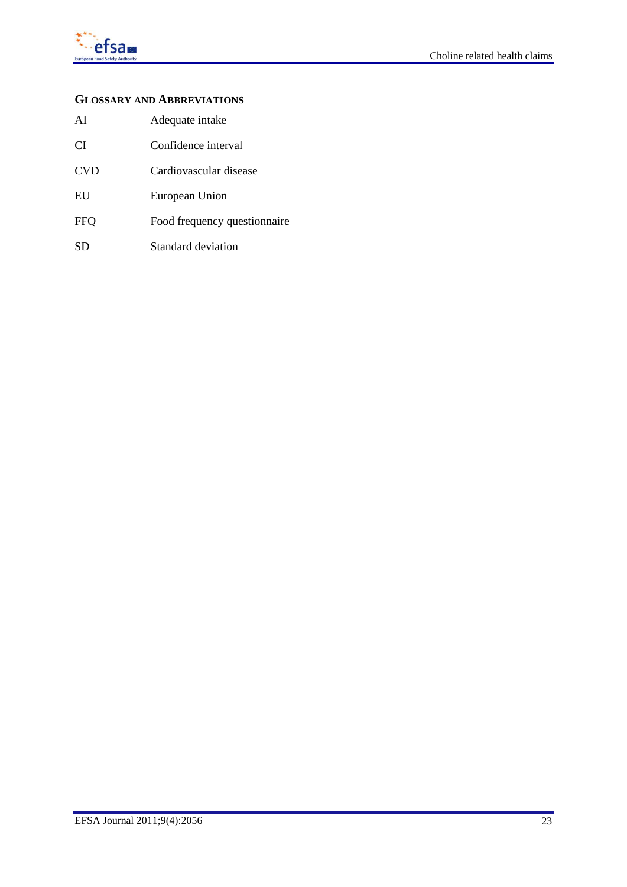## GLOSSARY AND ABBREVIATIONS

| | |
|---|---|
| AI | Adequate intake |
| CI | Confidence interval |
| CVD | Cardiovascular disease |
| EU | European Union |
| FFQ | Food frequency questionnaire |
| SD | Standard deviation |